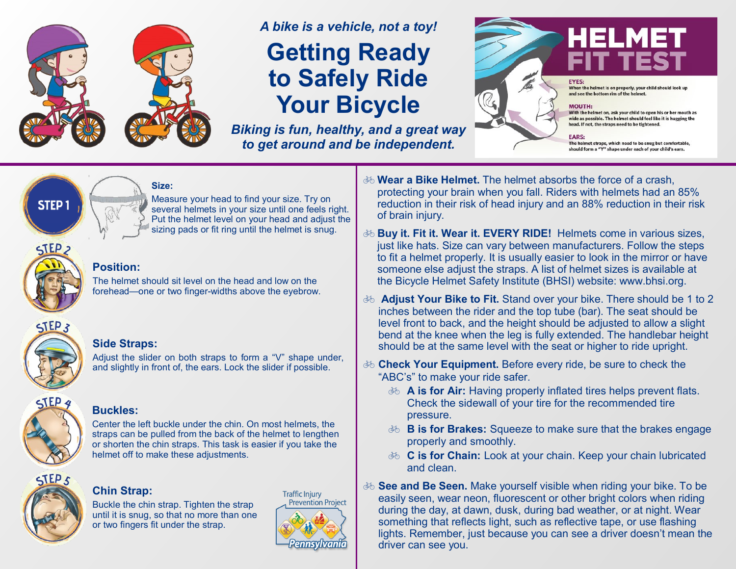*A bike is a vehicle, not a toy!*

# Getting Ready to Safely Ride Your Bicycle

***Biking is fun, healthy, and a great way to get around and be independent.***

## HELMET FIT TEST

**EYES:**
When the helmet is on properly, your child should look up and see the bottom rim of the helmet.

**MOUTH:**
With the helmet on, ask your child to open his or her mouth as wide as possible. The helmet should feel like it is hugging the head. If not, the straps need to be tightened.

**EARS:**
The helmet straps, which need to be snug but comfortable, should form a "Y" shape under each of your child's ears.

### STEP 1

**Size:**
Measure your head to find your size. Try on several helmets in your size until one feels right. Put the helmet level on your head and adjust the sizing pads or fit ring until the helmet is snug.

### STEP 2

**Position:**
The helmet should sit level on the head and low on the forehead—one or two finger-widths above the eyebrow.

### STEP 3

**Side Straps:**
Adjust the slider on both straps to form a "V" shape under, and slightly in front of, the ears. Lock the slider if possible.

### STEP 4

**Buckles:**
Center the left buckle under the chin. On most helmets, the straps can be pulled from the back of the helmet to lengthen or shorten the chin straps. This task is easier if you take the helmet off to make these adjustments.

### STEP 5

**Chin Strap:**
Buckle the chin strap. Tighten the strap until it is snug, so that no more than one or two fingers fit under the strap.

Traffic Injury Prevention Project
Pennsylvania

- **Wear a Bike Helmet.** The helmet absorbs the force of a crash, protecting your brain when you fall. Riders with helmets had an 85% reduction in their risk of head injury and an 88% reduction in their risk of brain injury.
- **Buy it. Fit it. Wear it. EVERY RIDE!** Helmets come in various sizes, just like hats. Size can vary between manufacturers. Follow the steps to fit a helmet properly. It is usually easier to look in the mirror or have someone else adjust the straps. A list of helmet sizes is available at the Bicycle Helmet Safety Institute (BHSI) website: www.bhsi.org.
- **Adjust Your Bike to Fit.** Stand over your bike. There should be 1 to 2 inches between the rider and the top tube (bar). The seat should be level front to back, and the height should be adjusted to allow a slight bend at the knee when the leg is fully extended. The handlebar height should be at the same level with the seat or higher to ride upright.
- **Check Your Equipment.** Before every ride, be sure to check the "ABC's" to make your ride safer.
  - **A is for Air:** Having properly inflated tires helps prevent flats. Check the sidewall of your tire for the recommended tire pressure.
  - **B is for Brakes:** Squeeze to make sure that the brakes engage properly and smoothly.
  - **C is for Chain:** Look at your chain. Keep your chain lubricated and clean.
- **See and Be Seen.** Make yourself visible when riding your bike. To be easily seen, wear neon, fluorescent or other bright colors when riding during the day, at dawn, dusk, during bad weather, or at night. Wear something that reflects light, such as reflective tape, or use flashing lights. Remember, just because you can see a driver doesn't mean the driver can see you.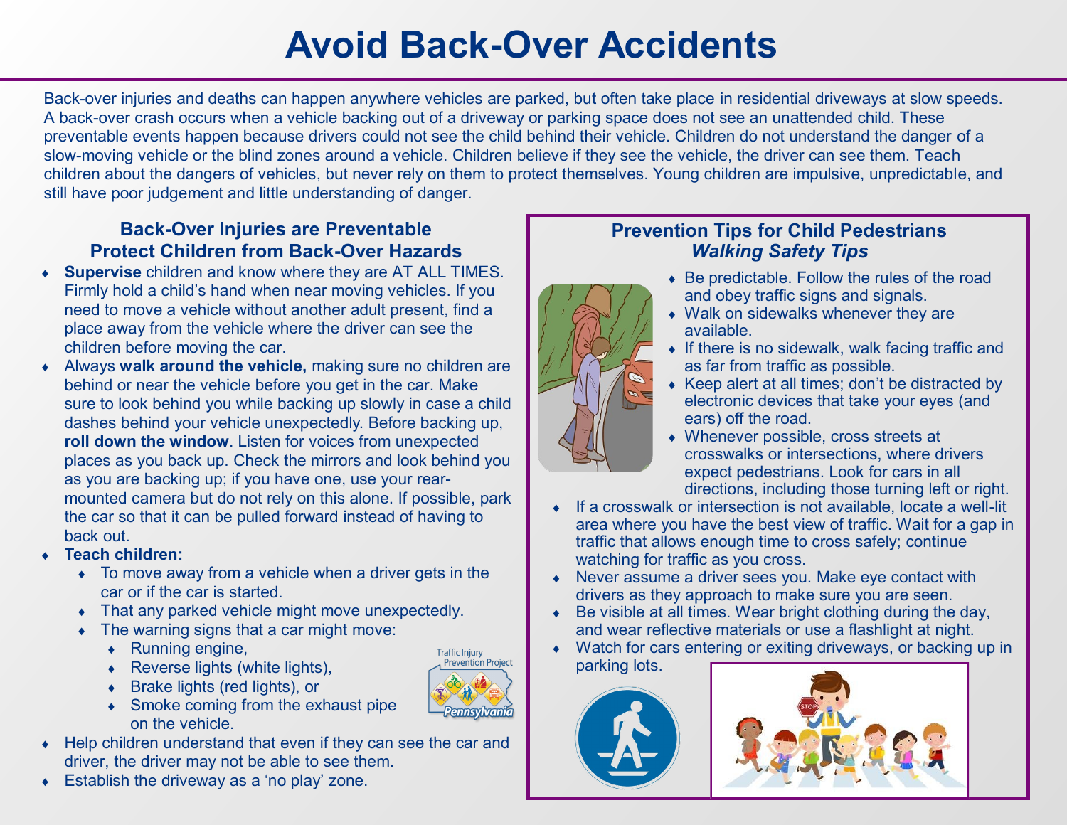# Avoid Back-Over Accidents

Back-over injuries and deaths can happen anywhere vehicles are parked, but often take place in residential driveways at slow speeds. A back-over crash occurs when a vehicle backing out of a driveway or parking space does not see an unattended child. These preventable events happen because drivers could not see the child behind their vehicle. Children do not understand the danger of a slow-moving vehicle or the blind zones around a vehicle. Children believe if they see the vehicle, the driver can see them. Teach children about the dangers of vehicles, but never rely on them to protect themselves. Young children are impulsive, unpredictable, and still have poor judgement and little understanding of danger.

## Back-Over Injuries are Preventable
## Protect Children from Back-Over Hazards

- **Supervise** children and know where they are AT ALL TIMES. Firmly hold a child's hand when near moving vehicles. If you need to move a vehicle without another adult present, find a place away from the vehicle where the driver can see the children before moving the car.
- Always **walk around the vehicle,** making sure no children are behind or near the vehicle before you get in the car. Make sure to look behind you while backing up slowly in case a child dashes behind your vehicle unexpectedly. Before backing up, **roll down the window**. Listen for voices from unexpected places as you back up. Check the mirrors and look behind you as you are backing up; if you have one, use your rear-mounted camera but do not rely on this alone. If possible, park the car so that it can be pulled forward instead of having to back out.
- **Teach children:**
  - To move away from a vehicle when a driver gets in the car or if the car is started.
  - That any parked vehicle might move unexpectedly.
  - The warning signs that a car might move:
    - Running engine,
    - Reverse lights (white lights),
    - Brake lights (red lights), or
    - Smoke coming from the exhaust pipe on the vehicle.
- Help children understand that even if they can see the car and driver, the driver may not be able to see them.
- Establish the driveway as a 'no play' zone.

Traffic Injury Prevention Project Pennsylvania

## Prevention Tips for Child Pedestrians
### *Walking Safety Tips*

- Be predictable. Follow the rules of the road and obey traffic signs and signals.
- Walk on sidewalks whenever they are available.
- If there is no sidewalk, walk facing traffic and as far from traffic as possible.
- Keep alert at all times; don't be distracted by electronic devices that take your eyes (and ears) off the road.
- Whenever possible, cross streets at crosswalks or intersections, where drivers expect pedestrians. Look for cars in all directions, including those turning left or right.
- If a crosswalk or intersection is not available, locate a well-lit area where you have the best view of traffic. Wait for a gap in traffic that allows enough time to cross safely; continue watching for traffic as you cross.
- Never assume a driver sees you. Make eye contact with drivers as they approach to make sure you are seen.
- Be visible at all times. Wear bright clothing during the day, and wear reflective materials or use a flashlight at night.
- Watch for cars entering or exiting driveways, or backing up in parking lots.